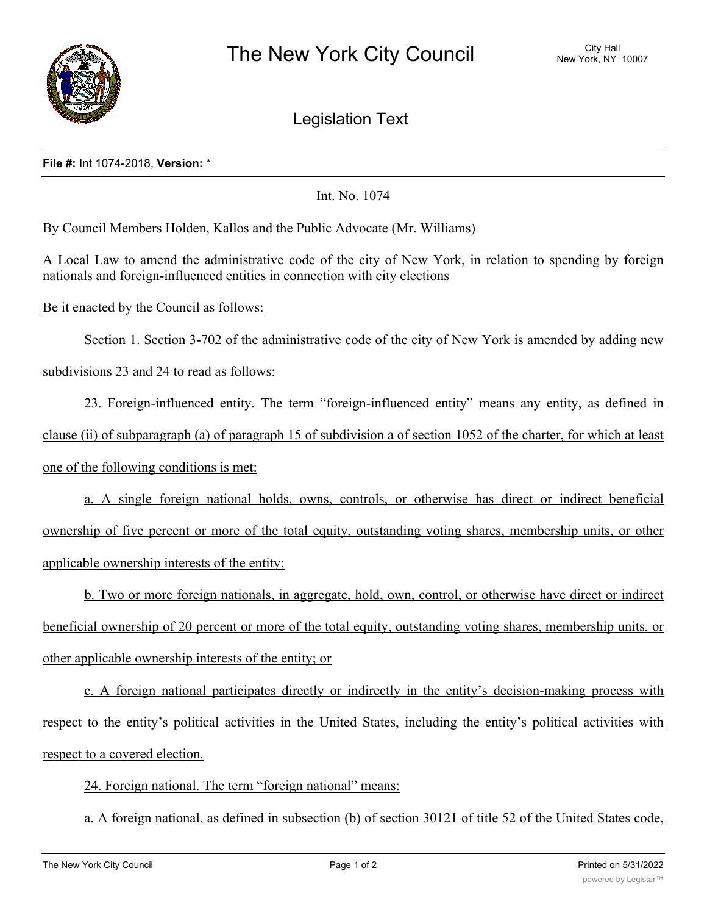# The New York City Council

City Hall
New York, NY 10007

## Legislation Text

**File #:** Int 1074-2018, **Version:** *

Int. No. 1074

By Council Members Holden, Kallos and the Public Advocate (Mr. Williams)

A Local Law to amend the administrative code of the city of New York, in relation to spending by foreign nationals and foreign-influenced entities in connection with city elections

Be it enacted by the Council as follows:

Section 1. Section 3-702 of the administrative code of the city of New York is amended by adding new subdivisions 23 and 24 to read as follows:

23. Foreign-influenced entity. The term "foreign-influenced entity" means any entity, as defined in clause (ii) of subparagraph (a) of paragraph 15 of subdivision a of section 1052 of the charter, for which at least one of the following conditions is met:

a. A single foreign national holds, owns, controls, or otherwise has direct or indirect beneficial ownership of five percent or more of the total equity, outstanding voting shares, membership units, or other applicable ownership interests of the entity;

b. Two or more foreign nationals, in aggregate, hold, own, control, or otherwise have direct or indirect beneficial ownership of 20 percent or more of the total equity, outstanding voting shares, membership units, or other applicable ownership interests of the entity; or

c. A foreign national participates directly or indirectly in the entity's decision-making process with respect to the entity's political activities in the United States, including the entity's political activities with respect to a covered election.

24. Foreign national. The term "foreign national" means:

a. A foreign national, as defined in subsection (b) of section 30121 of title 52 of the United States code,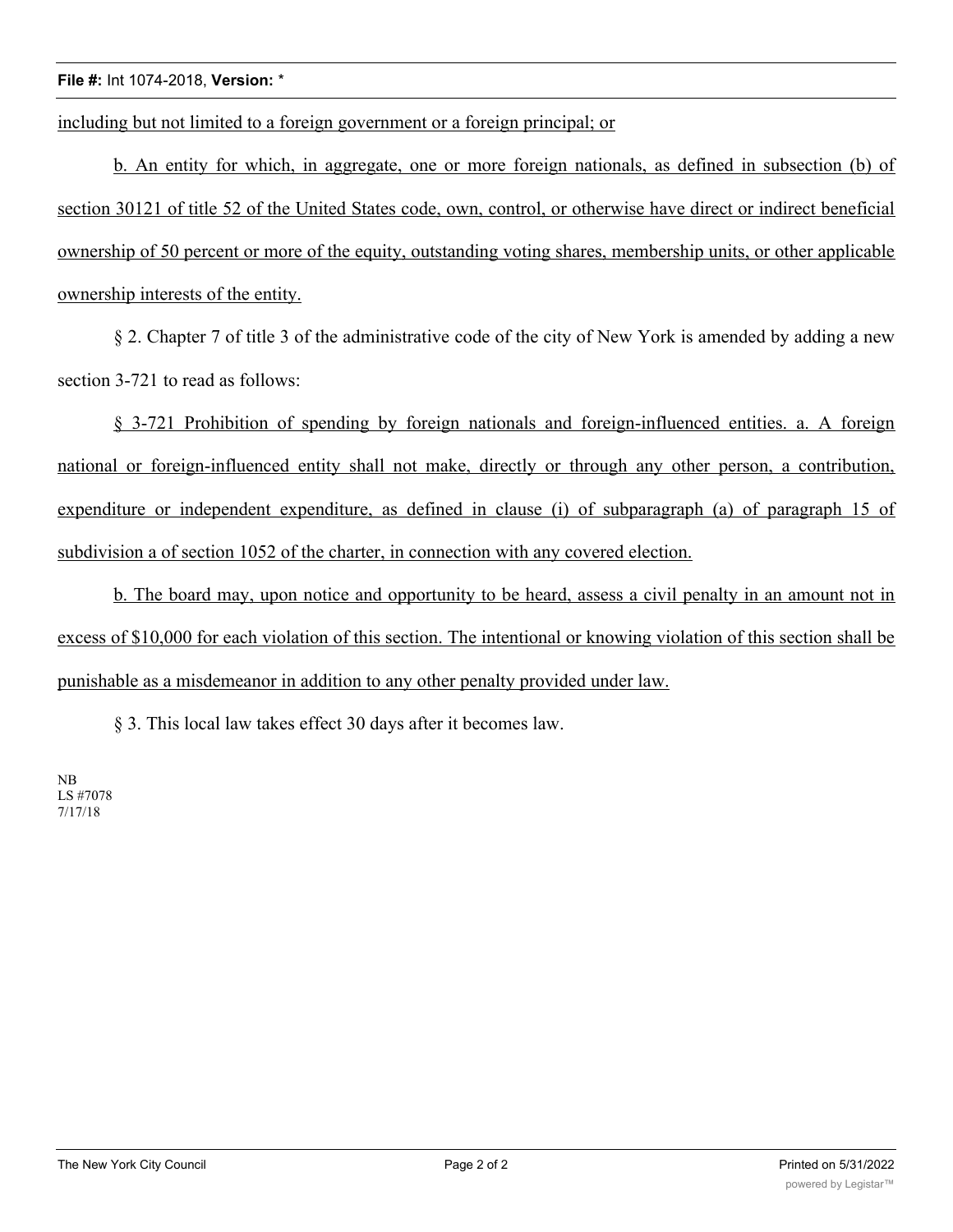including but not limited to a foreign government or a foreign principal; or

b. An entity for which, in aggregate, one or more foreign nationals, as defined in subsection (b) of section 30121 of title 52 of the United States code, own, control, or otherwise have direct or indirect beneficial ownership of 50 percent or more of the equity, outstanding voting shares, membership units, or other applicable ownership interests of the entity.

§ 2. Chapter 7 of title 3 of the administrative code of the city of New York is amended by adding a new section 3-721 to read as follows:

§ 3-721 Prohibition of spending by foreign nationals and foreign-influenced entities. a. A foreign national or foreign-influenced entity shall not make, directly or through any other person, a contribution, expenditure or independent expenditure, as defined in clause (i) of subparagraph (a) of paragraph 15 of subdivision a of section 1052 of the charter, in connection with any covered election.

b. The board may, upon notice and opportunity to be heard, assess a civil penalty in an amount not in excess of $10,000 for each violation of this section. The intentional or knowing violation of this section shall be punishable as a misdemeanor in addition to any other penalty provided under law.

§ 3. This local law takes effect 30 days after it becomes law.

NB
LS #7078
7/17/18